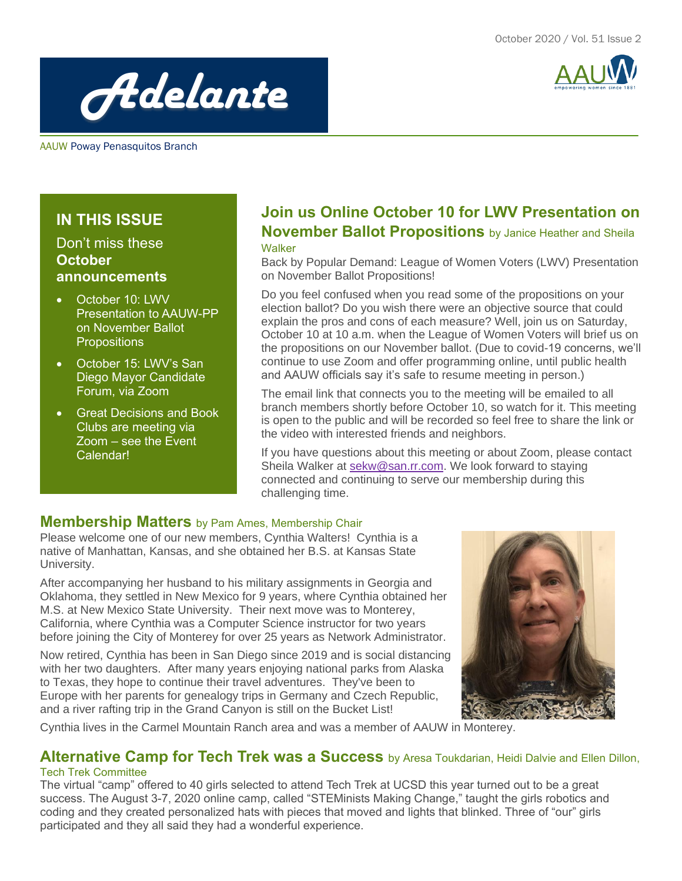October 2020 / Vol. 51 Issue 2

# Adelante

AAUW Poway Penasquitos Branch

## IN THIS ISSUE

Don't miss these **October announcements**

- October 10: LWV Presentation to AAUW-PP on November Ballot Propositions
- October 15: LWV's San Diego Mayor Candidate Forum, via Zoom
- Great Decisions and Book Clubs are meeting via Zoom – see the Event Calendar!

## Join us Online October 10 for LWV Presentation on November Ballot Propositions by Janice Heather and Sheila Walker

Back by Popular Demand: League of Women Voters (LWV) Presentation on November Ballot Propositions!

Do you feel confused when you read some of the propositions on your election ballot? Do you wish there were an objective source that could explain the pros and cons of each measure? Well, join us on Saturday, October 10 at 10 a.m. when the League of Women Voters will brief us on the propositions on our November ballot. (Due to covid-19 concerns, we'll continue to use Zoom and offer programming online, until public health and AAUW officials say it's safe to resume meeting in person.)

The email link that connects you to the meeting will be emailed to all branch members shortly before October 10, so watch for it. This meeting is open to the public and will be recorded so feel free to share the link or the video with interested friends and neighbors.

If you have questions about this meeting or about Zoom, please contact Sheila Walker at sekw@san.rr.com. We look forward to staying connected and continuing to serve our membership during this challenging time.

## Membership Matters by Pam Ames, Membership Chair

Please welcome one of our new members, Cynthia Walters! Cynthia is a native of Manhattan, Kansas, and she obtained her B.S. at Kansas State University.

After accompanying her husband to his military assignments in Georgia and Oklahoma, they settled in New Mexico for 9 years, where Cynthia obtained her M.S. at New Mexico State University. Their next move was to Monterey, California, where Cynthia was a Computer Science instructor for two years before joining the City of Monterey for over 25 years as Network Administrator.

Now retired, Cynthia has been in San Diego since 2019 and is social distancing with her two daughters. After many years enjoying national parks from Alaska to Texas, they hope to continue their travel adventures. They've been to Europe with her parents for genealogy trips in Germany and Czech Republic, and a river rafting trip in the Grand Canyon is still on the Bucket List!

Cynthia lives in the Carmel Mountain Ranch area and was a member of AAUW in Monterey.

## Alternative Camp for Tech Trek was a Success by Aresa Toukdarian, Heidi Dalvie and Ellen Dillon, Tech Trek Committee

The virtual "camp" offered to 40 girls selected to attend Tech Trek at UCSD this year turned out to be a great success. The August 3-7, 2020 online camp, called "STEMinists Making Change," taught the girls robotics and coding and they created personalized hats with pieces that moved and lights that blinked. Three of "our" girls participated and they all said they had a wonderful experience.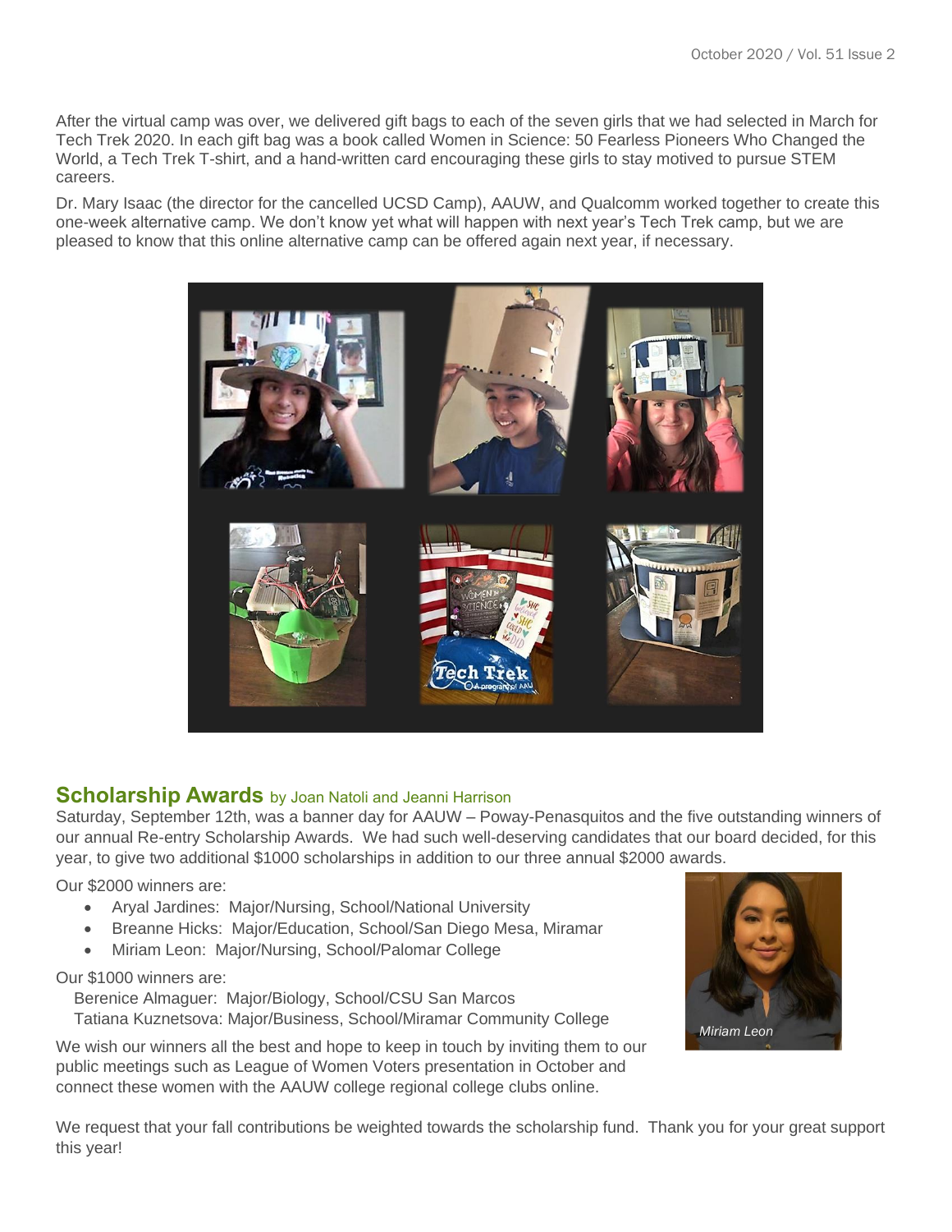After the virtual camp was over, we delivered gift bags to each of the seven girls that we had selected in March for Tech Trek 2020. In each gift bag was a book called Women in Science: 50 Fearless Pioneers Who Changed the World, a Tech Trek T-shirt, and a hand-written card encouraging these girls to stay motived to pursue STEM careers.

Dr. Mary Isaac (the director for the cancelled UCSD Camp), AAUW, and Qualcomm worked together to create this one-week alternative camp. We don't know yet what will happen with next year's Tech Trek camp, but we are pleased to know that this online alternative camp can be offered again next year, if necessary.

## Scholarship Awards by Joan Natoli and Jeanni Harrison

Saturday, September 12th, was a banner day for AAUW – Poway-Penasquitos and the five outstanding winners of our annual Re-entry Scholarship Awards. We had such well-deserving candidates that our board decided, for this year, to give two additional $1000 scholarships in addition to our three annual $2000 awards.

Our $2000 winners are:

- Aryal Jardines: Major/Nursing, School/National University
- Breanne Hicks: Major/Education, School/San Diego Mesa, Miramar
- Miriam Leon: Major/Nursing, School/Palomar College

Our $1000 winners are:

Berenice Almaguer: Major/Biology, School/CSU San Marcos
Tatiana Kuznetsova: Major/Business, School/Miramar Community College

*Miriam Leon*

We wish our winners all the best and hope to keep in touch by inviting them to our public meetings such as League of Women Voters presentation in October and connect these women with the AAUW college regional college clubs online.

We request that your fall contributions be weighted towards the scholarship fund. Thank you for your great support this year!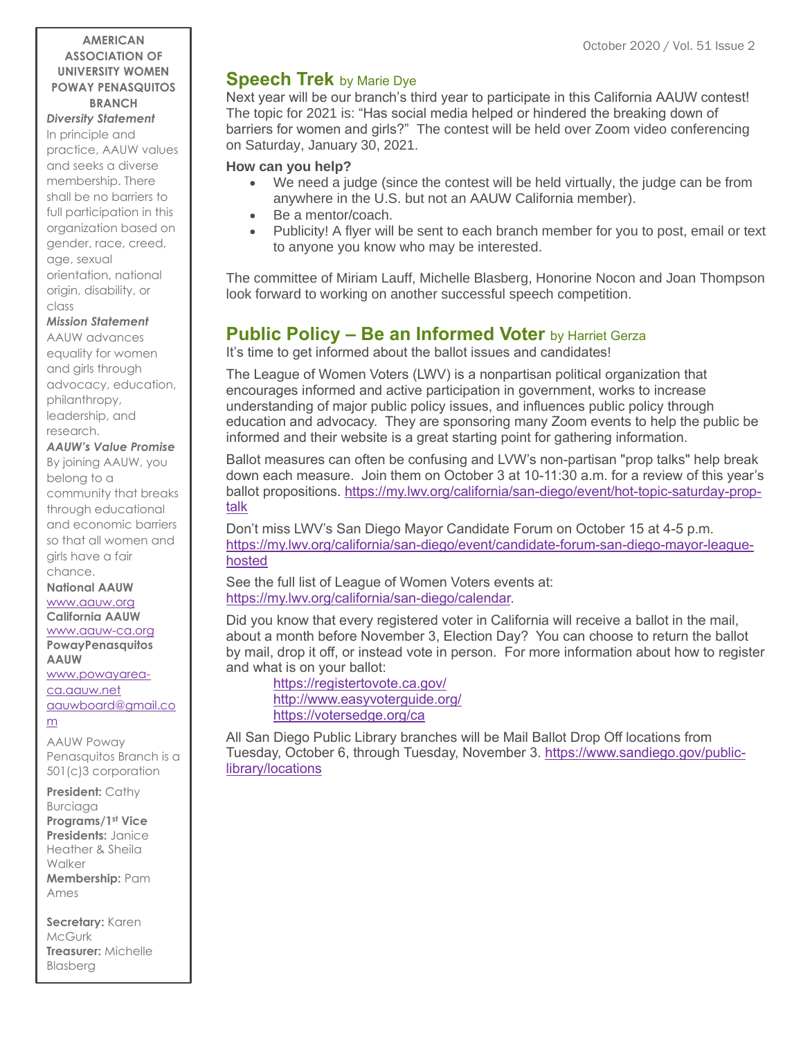**AMERICAN ASSOCIATION OF UNIVERSITY WOMEN POWAY PENASQUITOS BRANCH**

***Diversity Statement***

In principle and practice, AAUW values and seeks a diverse membership. There shall be no barriers to full participation in this organization based on gender, race, creed, age, sexual orientation, national origin, disability, or class

***Mission Statement***

AAUW advances equality for women and girls through advocacy, education, philanthropy, leadership, and research.

***AAUW's Value Promise***

By joining AAUW, you belong to a community that breaks through educational and economic barriers so that all women and girls have a fair chance.

**National AAUW**
www.aauw.org
**California AAUW**
www.aauw-ca.org
**PowayPenasquitos AAUW**
www.powayarea-ca.aauw.net
aauwboard@gmail.com

AAUW Poway Penasquitos Branch is a 501(c)3 corporation

**President:** Cathy Burciaga
**Programs/1st Vice Presidents:** Janice Heather & Sheila Walker
**Membership:** Pam Ames

**Secretary:** Karen McGurk
**Treasurer:** Michelle Blasberg

## Speech Trek by Marie Dye

Next year will be our branch's third year to participate in this California AAUW contest! The topic for 2021 is: "Has social media helped or hindered the breaking down of barriers for women and girls?" The contest will be held over Zoom video conferencing on Saturday, January 30, 2021.

**How can you help?**

- We need a judge (since the contest will be held virtually, the judge can be from anywhere in the U.S. but not an AAUW California member).
- Be a mentor/coach.
- Publicity! A flyer will be sent to each branch member for you to post, email or text to anyone you know who may be interested.

The committee of Miriam Lauff, Michelle Blasberg, Honorine Nocon and Joan Thompson look forward to working on another successful speech competition.

## Public Policy – Be an Informed Voter by Harriet Gerza

It's time to get informed about the ballot issues and candidates!

The League of Women Voters (LWV) is a nonpartisan political organization that encourages informed and active participation in government, works to increase understanding of major public policy issues, and influences public policy through education and advocacy. They are sponsoring many Zoom events to help the public be informed and their website is a great starting point for gathering information.

Ballot measures can often be confusing and LVW's non-partisan "prop talks" help break down each measure. Join them on October 3 at 10-11:30 a.m. for a review of this year's ballot propositions. https://my.lwv.org/california/san-diego/event/hot-topic-saturday-prop-talk

Don't miss LWV's San Diego Mayor Candidate Forum on October 15 at 4-5 p.m. https://my.lwv.org/california/san-diego/event/candidate-forum-san-diego-mayor-league-hosted

See the full list of League of Women Voters events at: https://my.lwv.org/california/san-diego/calendar.

Did you know that every registered voter in California will receive a ballot in the mail, about a month before November 3, Election Day? You can choose to return the ballot by mail, drop it off, or instead vote in person. For more information about how to register and what is on your ballot:

https://registertovote.ca.gov/
http://www.easyvoterguide.org/
https://votersedge.org/ca

All San Diego Public Library branches will be Mail Ballot Drop Off locations from Tuesday, October 6, through Tuesday, November 3. https://www.sandiego.gov/public-library/locations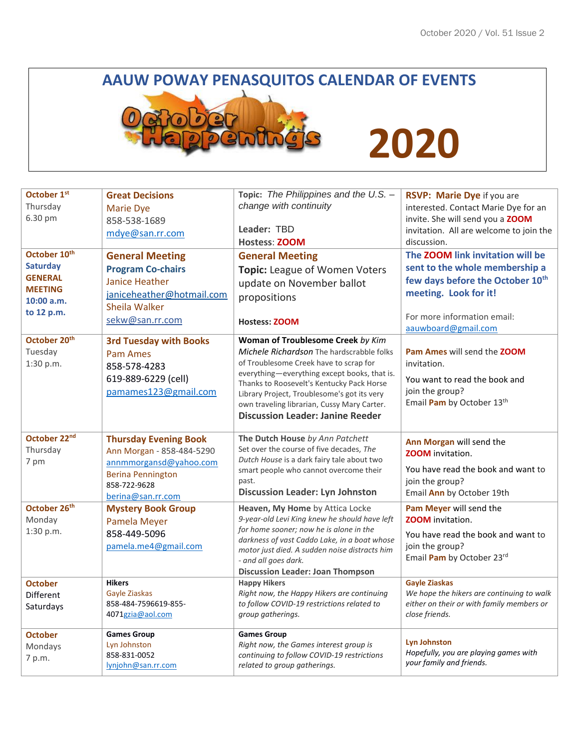# AAUW POWAY PENASQUITOS CALENDAR OF EVENTS

October Happenings 2020

| | | | |
|---|---|---|---|
| **October 1st** Thursday 6.30 pm | **Great Decisions** Marie Dye 858-538-1689 mdye@san.rr.com | **Topic:** *The Philippines and the U.S. – change with continuity* **Leader:** TBD **Hostess:** **ZOOM** | **RSVP: Marie Dye** if you are interested. Contact Marie Dye for an invite. She will send you a **ZOOM** invitation. All are welcome to join the discussion. |
| **October 10th Saturday GENERAL MEETING 10:00 a.m. to 12 p.m.** | **General Meeting** **Program Co-chairs** Janice Heather janiceheather@hotmail.com Sheila Walker sekw@san.rr.com | **General Meeting** **Topic:** League of Women Voters update on November ballot propositions **Hostess: ZOOM** | **The ZOOM link invitation will be sent to the whole membership a few days before the October 10th meeting. Look for it!** For more information email: aauwboard@gmail.com |
| **October 20th** Tuesday 1:30 p.m. | **3rd Tuesday with Books** Pam Ames 858-578-4283 619-889-6229 (cell) pamames123@gmail.com | **Woman of Troublesome Creek** *by Kim Michele Richardson* The hardscrabble folks of Troublesome Creek have to scrap for everything—everything except books, that is. Thanks to Roosevelt's Kentucky Pack Horse Library Project, Troublesome's got its very own traveling librarian, Cussy Mary Carter. **Discussion Leader: Janine Reeder** | **Pam Ames** will send the **ZOOM** invitation. You want to read the book and join the group? Email **Pam** by October 13th |
| **October 22nd** Thursday 7 pm | **Thursday Evening Book** Ann Morgan - 858-484-5290 annmmorgansd@yahoo.com Berina Pennington 858-722-9628 berina@san.rr.com | **The Dutch House** *by Ann Patchett* Set over the course of five decades, *The Dutch House* is a dark fairy tale about two smart people who cannot overcome their past. **Discussion Leader: Lyn Johnston** | **Ann Morgan** will send the **ZOOM** invitation. You have read the book and want to join the group? Email **Ann** by October 19th |
| **October 26th** Monday 1:30 p.m. | **Mystery Book Group** Pamela Meyer 858-449-5096 pamela.me4@gmail.com | **Heaven, My Home** by Attica Locke *9-year-old Levi King knew he should have left for home sooner; now he is alone in the darkness of vast Caddo Lake, in a boat whose motor just died. A sudden noise distracts him - and all goes dark.* **Discussion Leader: Joan Thompson** | **Pam Meyer** will send the **ZOOM** invitation. You have read the book and want to join the group? Email **Pam** by October 23rd |
| **October** Different Saturdays | **Hikers** Gayle Ziaskas 858-484-7596619-855-4071gzia@aol.com | **Happy Hikers** *Right now, the Happy Hikers are continuing to follow COVID-19 restrictions related to group gatherings.* | **Gayle Ziaskas** *We hope the hikers are continuing to walk either on their or with family members or close friends.* |
| **October** Mondays 7 p.m. | **Games Group** Lyn Johnston 858-831-0052 lynjohn@san.rr.com | **Games Group** *Right now, the Games interest group is continuing to follow COVID-19 restrictions related to group gatherings.* | **Lyn Johnston** *Hopefully, you are playing games with your family and friends.* |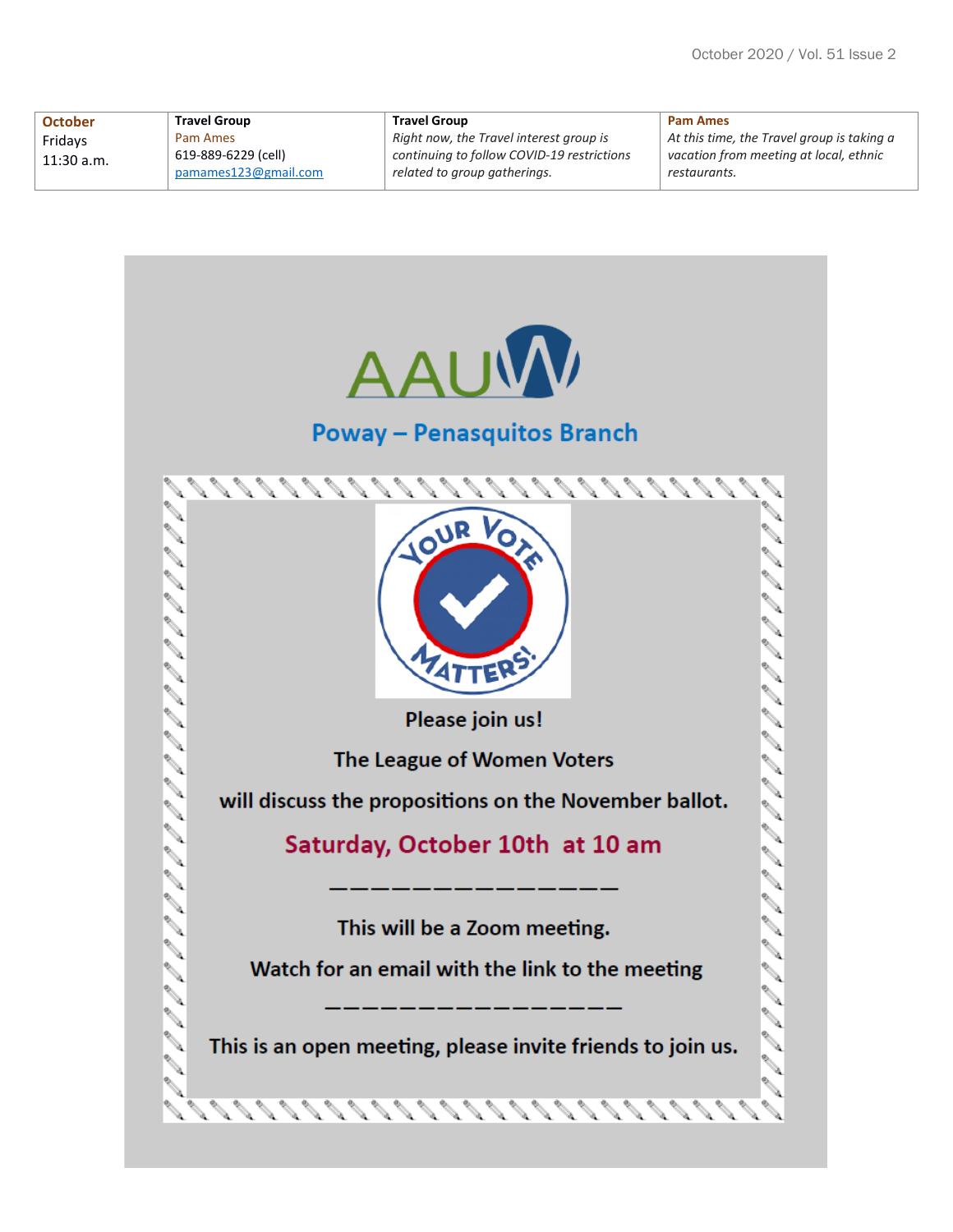| | | | |
|---|---|---|---|
| **October** Fridays 11:30 a.m. | **Travel Group** Pam Ames 619-889-6229 (cell) pamames123@gmail.com | **Travel Group** *Right now, the Travel interest group is continuing to follow COVID-19 restrictions related to group gatherings.* | **Pam Ames** *At this time, the Travel group is taking a vacation from meeting at local, ethnic restaurants.* |

AAUW

**Poway – Penasquitos Branch**

YOUR VOTE MATTERS!

**Please join us!**

**The League of Women Voters**

**will discuss the propositions on the November ballot.**

**Saturday, October 10th at 10 am**

———————————————

**This will be a Zoom meeting.**

**Watch for an email with the link to the meeting**

————————————————

**This is an open meeting, please invite friends to join us.**